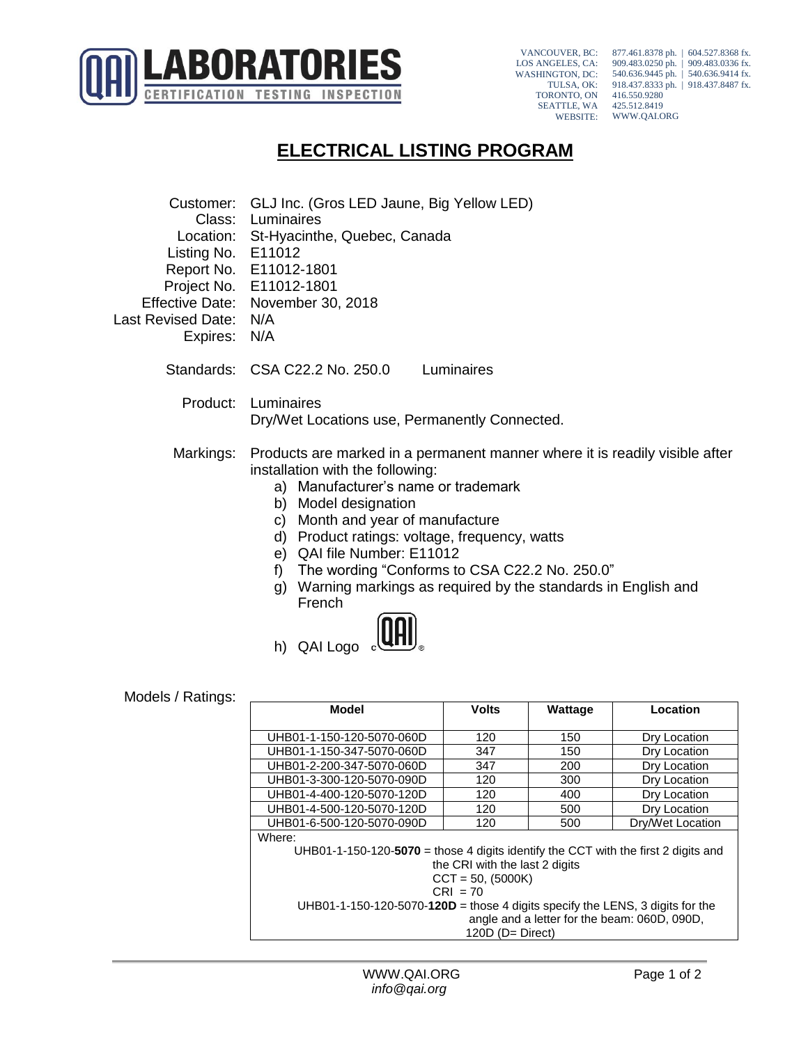# QAI LABORATORIES

CERTIFICATION TESTING INSPECTION

VANCOUVER, BC: 877.461.8378 ph. | 604.527.8368 fx.
LOS ANGELES, CA: 909.483.0250 ph. | 909.483.0336 fx.
WASHINGTON, DC: 540.636.9445 ph. | 540.636.9414 fx.
TULSA, OK: 918.437.8333 ph. | 918.437.8487 fx.
TORONTO, ON 416.550.9280
SEATTLE, WA 425.512.8419
WEBSITE: WWW.QAI.ORG

## ELECTRICAL LISTING PROGRAM

Customer: GLJ Inc. (Gros LED Jaune, Big Yellow LED)
Class: Luminaires
Location: St-Hyacinthe, Quebec, Canada
Listing No. E11012
Report No. E11012-1801
Project No. E11012-1801
Effective Date: November 30, 2018
Last Revised Date: N/A
Expires: N/A

Standards: CSA C22.2 No. 250.0 Luminaires

Product: Luminaires
Dry/Wet Locations use, Permanently Connected.

Markings: Products are marked in a permanent manner where it is readily visible after installation with the following:

a) Manufacturer's name or trademark
b) Model designation
c) Month and year of manufacture
d) Product ratings: voltage, frequency, watts
e) QAI file Number: E11012
f) The wording "Conforms to CSA C22.2 No. 250.0"
g) Warning markings as required by the standards in English and French
h) QAI Logo

Models / Ratings:

| Model | Volts | Wattage | Location |
|---|---|---|---|
| UHB01-1-150-120-5070-060D | 120 | 150 | Dry Location |
| UHB01-1-150-347-5070-060D | 347 | 150 | Dry Location |
| UHB01-2-200-347-5070-060D | 347 | 200 | Dry Location |
| UHB01-3-300-120-5070-090D | 120 | 300 | Dry Location |
| UHB01-4-400-120-5070-120D | 120 | 400 | Dry Location |
| UHB01-4-500-120-5070-120D | 120 | 500 | Dry Location |
| UHB01-6-500-120-5070-090D | 120 | 500 | Dry/Wet Location |

Where:

UHB01-1-150-120-**5070** = those 4 digits identify the CCT with the first 2 digits and the CRI with the last 2 digits
CCT = 50, (5000K)
CRI = 70

UHB01-1-150-120-5070-**120D** = those 4 digits specify the LENS, 3 digits for the angle and a letter for the beam: 060D, 090D, 120D (D= Direct)

WWW.QAI.ORG
*info@qai.org*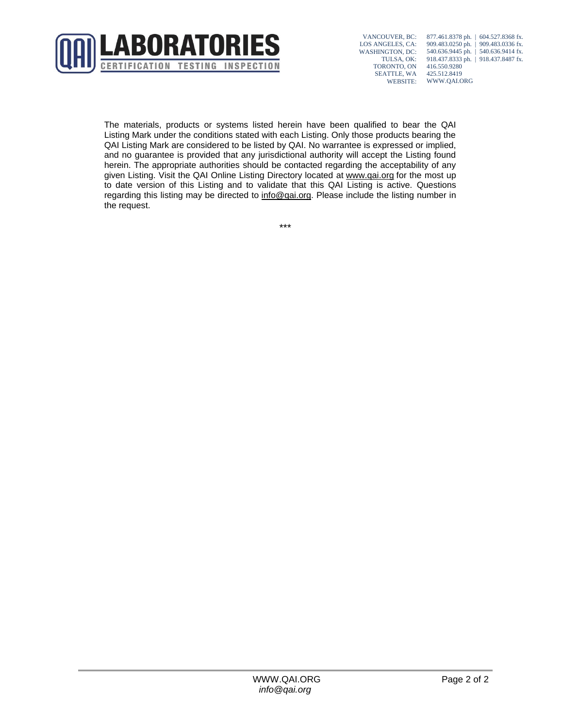The materials, products or systems listed herein have been qualified to bear the QAI Listing Mark under the conditions stated with each Listing. Only those products bearing the QAI Listing Mark are considered to be listed by QAI. No warrantee is expressed or implied, and no guarantee is provided that any jurisdictional authority will accept the Listing found herein. The appropriate authorities should be contacted regarding the acceptability of any given Listing. Visit the QAI Online Listing Directory located at www.qai.org for the most up to date version of this Listing and to validate that this QAI Listing is active. Questions regarding this listing may be directed to info@qai.org. Please include the listing number in the request.

***